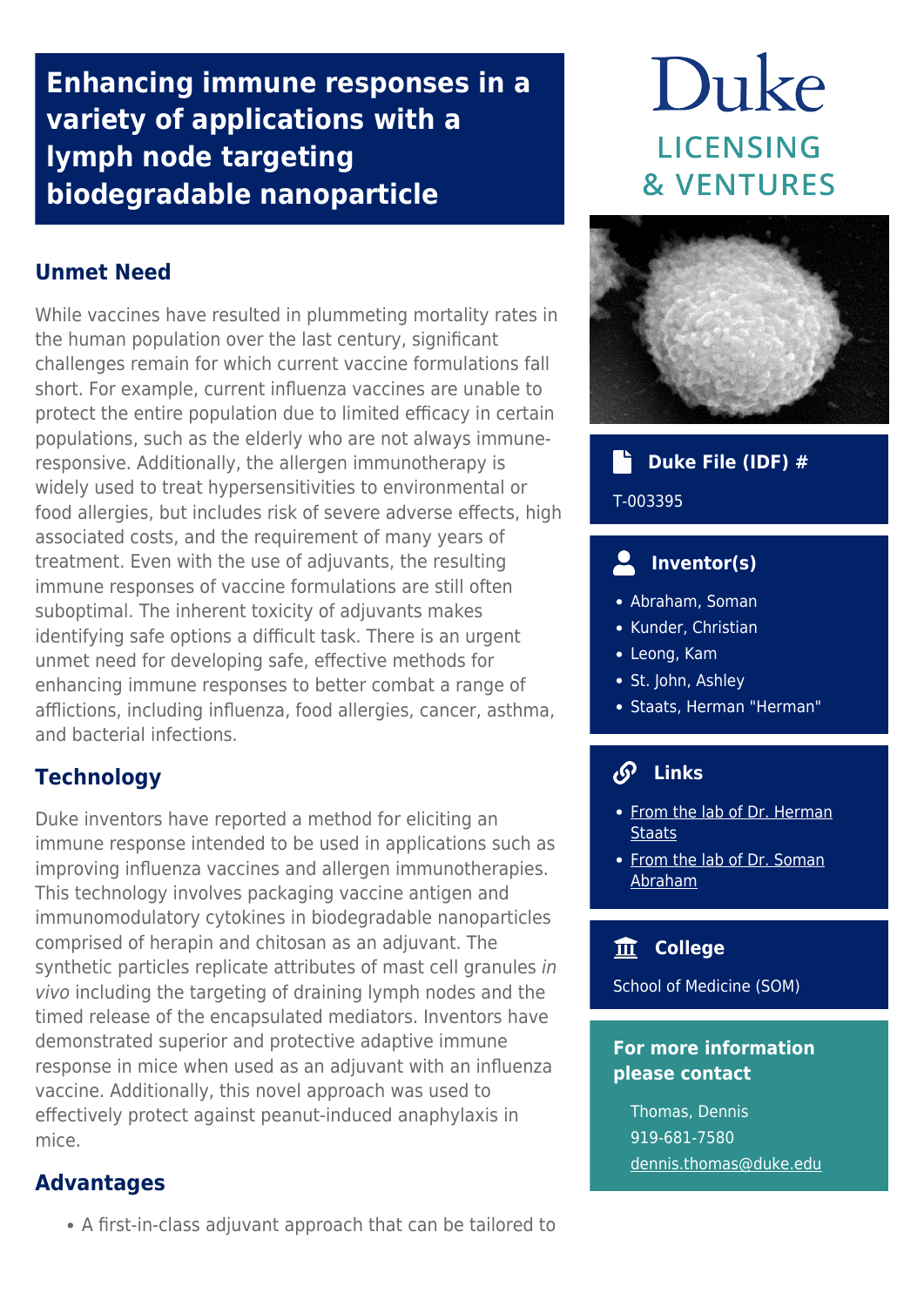# Enhancing immune responses in a variety of applications with a lymph node targeting biodegradable nanoparticle

Duke
LICENSING & VENTURES

## Unmet Need

While vaccines have resulted in plummeting mortality rates in the human population over the last century, significant challenges remain for which current vaccine formulations fall short. For example, current influenza vaccines are unable to protect the entire population due to limited efficacy in certain populations, such as the elderly who are not always immune-responsive. Additionally, the allergen immunotherapy is widely used to treat hypersensitivities to environmental or food allergies, but includes risk of severe adverse effects, high associated costs, and the requirement of many years of treatment. Even with the use of adjuvants, the resulting immune responses of vaccine formulations are still often suboptimal. The inherent toxicity of adjuvants makes identifying safe options a difficult task. There is an urgent unmet need for developing safe, effective methods for enhancing immune responses to better combat a range of afflictions, including influenza, food allergies, cancer, asthma, and bacterial infections.

## Technology

Duke inventors have reported a method for eliciting an immune response intended to be used in applications such as improving influenza vaccines and allergen immunotherapies. This technology involves packaging vaccine antigen and immunomodulatory cytokines in biodegradable nanoparticles comprised of herapin and chitosan as an adjuvant. The synthetic particles replicate attributes of mast cell granules *in vivo* including the targeting of draining lymph nodes and the timed release of the encapsulated mediators. Inventors have demonstrated superior and protective adaptive immune response in mice when used as an adjuvant with an influenza vaccine. Additionally, this novel approach was used to effectively protect against peanut-induced anaphylaxis in mice.

## Advantages

- A first-in-class adjuvant approach that can be tailored to

### Duke File (IDF) #

T-003395

### Inventor(s)

- Abraham, Soman
- Kunder, Christian
- Leong, Kam
- St. John, Ashley
- Staats, Herman "Herman"

### Links

- From the lab of Dr. Herman Staats
- From the lab of Dr. Soman Abraham

### College

School of Medicine (SOM)

### For more information please contact

Thomas, Dennis
919-681-7580
dennis.thomas@duke.edu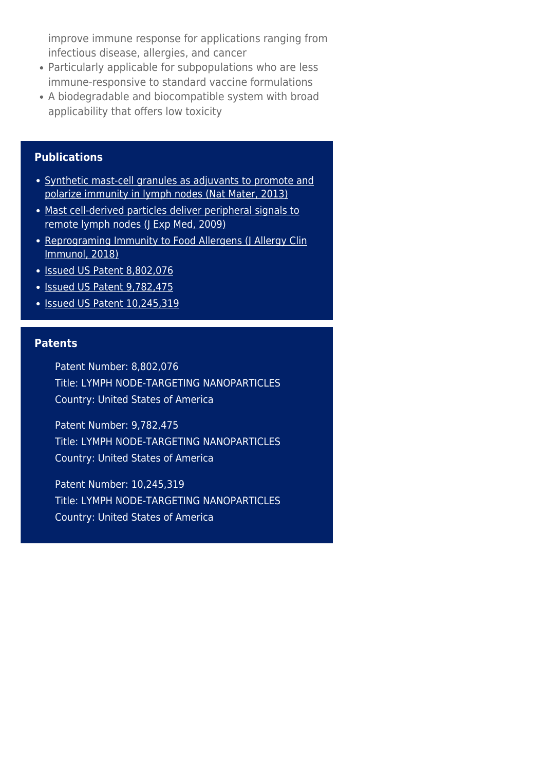improve immune response for applications ranging from infectious disease, allergies, and cancer
- Particularly applicable for subpopulations who are less immune-responsive to standard vaccine formulations
- A biodegradable and biocompatible system with broad applicability that offers low toxicity

## Publications

- Synthetic mast-cell granules as adjuvants to promote and polarize immunity in lymph nodes (Nat Mater, 2013)
- Mast cell-derived particles deliver peripheral signals to remote lymph nodes (J Exp Med, 2009)
- Reprograming Immunity to Food Allergens (J Allergy Clin Immunol, 2018)
- Issued US Patent 8,802,076
- Issued US Patent 9,782,475
- Issued US Patent 10,245,319

## Patents

Patent Number: 8,802,076
Title: LYMPH NODE-TARGETING NANOPARTICLES
Country: United States of America

Patent Number: 9,782,475
Title: LYMPH NODE-TARGETING NANOPARTICLES
Country: United States of America

Patent Number: 10,245,319
Title: LYMPH NODE-TARGETING NANOPARTICLES
Country: United States of America